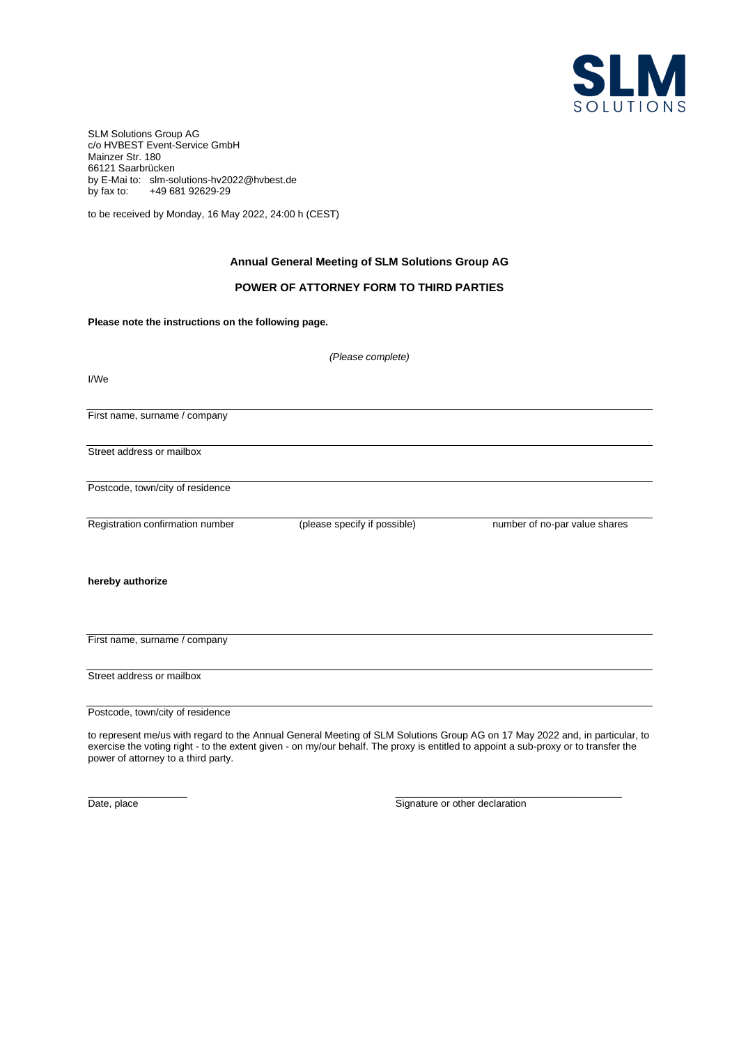SLM Solutions Group AG
c/o HVBEST Event-Service GmbH
Mainzer Str. 180
66121 Saarbrücken
by E-Mai to: slm-solutions-hv2022@hvbest.de
by fax to: +49 681 92629-29

to be received by Monday, 16 May 2022, 24:00 h (CEST)

## Annual General Meeting of SLM Solutions Group AG

## POWER OF ATTORNEY FORM TO THIRD PARTIES

**Please note the instructions on the following page.**

*(Please complete)*

I/We

_______________________________________________
First name, surname / company

_______________________________________________
Street address or mailbox

_______________________________________________
Postcode, town/city of residence

_______________________________________________
Registration confirmation number (please specify if possible) number of no-par value shares

**hereby authorize**

_______________________________________________
First name, surname / company

_______________________________________________
Street address or mailbox

_______________________________________________
Postcode, town/city of residence

to represent me/us with regard to the Annual General Meeting of SLM Solutions Group AG on 17 May 2022 and, in particular, to exercise the voting right - to the extent given - on my/our behalf. The proxy is entitled to appoint a sub-proxy or to transfer the power of attorney to a third party.

_________________ _________________________
Date, place Signature or other declaration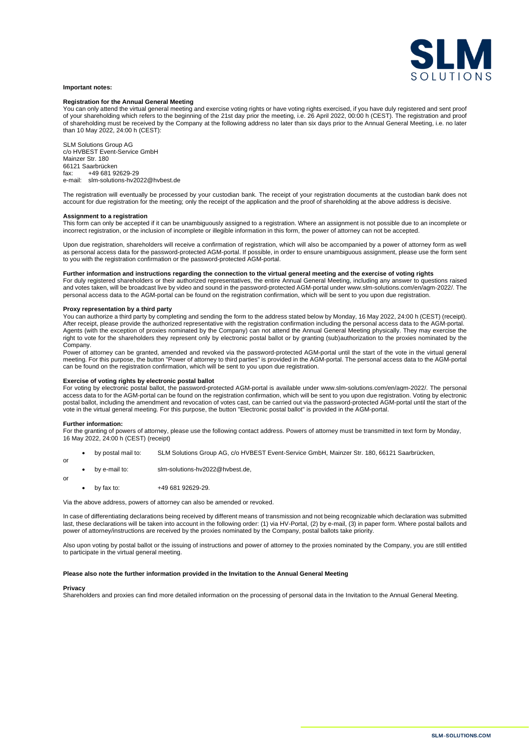**Important notes:**

**Registration for the Annual General Meeting**

You can only attend the virtual general meeting and exercise voting rights or have voting rights exercised, if you have duly registered and sent proof of your shareholding which refers to the beginning of the 21st day prior the meeting, i.e. 26 April 2022, 00:00 h (CEST). The registration and proof of shareholding must be received by the Company at the following address no later than six days prior to the Annual General Meeting, i.e. no later than 10 May 2022, 24:00 h (CEST):

SLM Solutions Group AG
c/o HVBEST Event-Service GmbH
Mainzer Str. 180
66121 Saarbrücken
fax: +49 681 92629-29
e-mail: slm-solutions-hv2022@hvbest.de

The registration will eventually be processed by your custodian bank. The receipt of your registration documents at the custodian bank does not account for due registration for the meeting; only the receipt of the application and the proof of shareholding at the above address is decisive.

**Assignment to a registration**

This form can only be accepted if it can be unambiguously assigned to a registration. Where an assignment is not possible due to an incomplete or incorrect registration, or the inclusion of incomplete or illegible information in this form, the power of attorney can not be accepted.

Upon due registration, shareholders will receive a confirmation of registration, which will also be accompanied by a power of attorney form as well as personal access data for the password-protected AGM-portal. If possible, in order to ensure unambiguous assignment, please use the form sent to you with the registration confirmation or the password-protected AGM-portal.

**Further information and instructions regarding the connection to the virtual general meeting and the exercise of voting rights**

For duly registered shareholders or their authorized representatives, the entire Annual General Meeting, including any answer to questions raised and votes taken, will be broadcast live by video and sound in the password-protected AGM-portal under www.slm-solutions.com/en/agm-2022/. The personal access data to the AGM-portal can be found on the registration confirmation, which will be sent to you upon due registration.

**Proxy representation by a third party**

You can authorize a third party by completing and sending the form to the address stated below by Monday, 16 May 2022, 24:00 h (CEST) (receipt). After receipt, please provide the authorized representative with the registration confirmation including the personal access data to the AGM-portal. Agents (with the exception of proxies nominated by the Company) can not attend the Annual General Meeting physically. They may exercise the right to vote for the shareholders they represent only by electronic postal ballot or by granting (sub)authorization to the proxies nominated by the Company.

Power of attorney can be granted, amended and revoked via the password-protected AGM-portal until the start of the vote in the virtual general meeting. For this purpose, the button "Power of attorney to third parties" is provided in the AGM-portal. The personal access data to the AGM-portal can be found on the registration confirmation, which will be sent to you upon due registration.

**Exercise of voting rights by electronic postal ballot**

For voting by electronic postal ballot, the password-protected AGM-portal is available under www.slm-solutions.com/en/agm-2022/. The personal access data to for the AGM-portal can be found on the registration confirmation, which will be sent to you upon due registration. Voting by electronic postal ballot, including the amendment and revocation of votes cast, can be carried out via the password-protected AGM-portal until the start of the vote in the virtual general meeting. For this purpose, the button "Electronic postal ballot" is provided in the AGM-portal.

**Further information:**

For the granting of powers of attorney, please use the following contact address. Powers of attorney must be transmitted in text form by Monday, 16 May 2022, 24:00 h (CEST) (receipt)

- by postal mail to: SLM Solutions Group AG, c/o HVBEST Event-Service GmbH, Mainzer Str. 180, 66121 Saarbrücken,

or

- by e-mail to: slm-solutions-hv2022@hvbest.de,

or

- by fax to: +49 681 92629-29.

Via the above address, powers of attorney can also be amended or revoked.

In case of differentiating declarations being received by different means of transmission and not being recognizable which declaration was submitted last, these declarations will be taken into account in the following order: (1) via HV-Portal, (2) by e-mail, (3) in paper form. Where postal ballots and power of attorney/instructions are received by the proxies nominated by the Company, postal ballots take priority.

Also upon voting by postal ballot or the issuing of instructions and power of attorney to the proxies nominated by the Company, you are still entitled to participate in the virtual general meeting.

**Please also note the further information provided in the Invitation to the Annual General Meeting**

**Privacy**

Shareholders and proxies can find more detailed information on the processing of personal data in the Invitation to the Annual General Meeting.